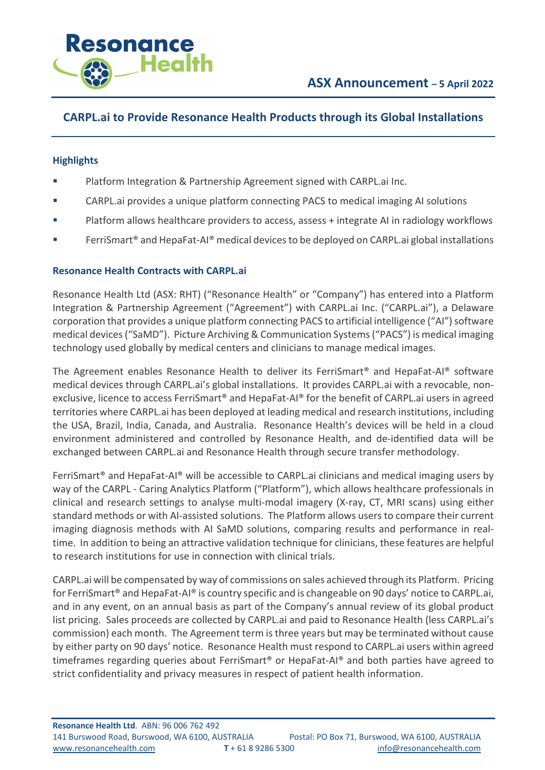**ASX Announcement – 5 April 2022**

## CARPL.ai to Provide Resonance Health Products through its Global Installations

### Highlights

- Platform Integration & Partnership Agreement signed with CARPL.ai Inc.
- CARPL.ai provides a unique platform connecting PACS to medical imaging AI solutions
- Platform allows healthcare providers to access, assess + integrate AI in radiology workflows
- FerriSmart® and HepaFat-AI® medical devices to be deployed on CARPL.ai global installations

### Resonance Health Contracts with CARPL.ai

Resonance Health Ltd (ASX: RHT) ("Resonance Health" or "Company") has entered into a Platform Integration & Partnership Agreement ("Agreement") with CARPL.ai Inc. ("CARPL.ai"), a Delaware corporation that provides a unique platform connecting PACS to artificial intelligence ("AI") software medical devices ("SaMD"). Picture Archiving & Communication Systems ("PACS") is medical imaging technology used globally by medical centers and clinicians to manage medical images.

The Agreement enables Resonance Health to deliver its FerriSmart® and HepaFat-AI® software medical devices through CARPL.ai's global installations. It provides CARPL.ai with a revocable, non-exclusive, licence to access FerriSmart® and HepaFat-AI® for the benefit of CARPL.ai users in agreed territories where CARPL.ai has been deployed at leading medical and research institutions, including the USA, Brazil, India, Canada, and Australia. Resonance Health's devices will be held in a cloud environment administered and controlled by Resonance Health, and de-identified data will be exchanged between CARPL.ai and Resonance Health through secure transfer methodology.

FerriSmart® and HepaFat-AI® will be accessible to CARPL.ai clinicians and medical imaging users by way of the CARPL - Caring Analytics Platform ("Platform"), which allows healthcare professionals in clinical and research settings to analyse multi-modal imagery (X-ray, CT, MRI scans) using either standard methods or with AI-assisted solutions. The Platform allows users to compare their current imaging diagnosis methods with AI SaMD solutions, comparing results and performance in real-time. In addition to being an attractive validation technique for clinicians, these features are helpful to research institutions for use in connection with clinical trials.

CARPL.ai will be compensated by way of commissions on sales achieved through its Platform. Pricing for FerriSmart® and HepaFat-AI® is country specific and is changeable on 90 days' notice to CARPL.ai, and in any event, on an annual basis as part of the Company's annual review of its global product list pricing. Sales proceeds are collected by CARPL.ai and paid to Resonance Health (less CARPL.ai's commission) each month. The Agreement term is three years but may be terminated without cause by either party on 90 days' notice. Resonance Health must respond to CARPL.ai users within agreed timeframes regarding queries about FerriSmart® or HepaFat-AI® and both parties have agreed to strict confidentiality and privacy measures in respect of patient health information.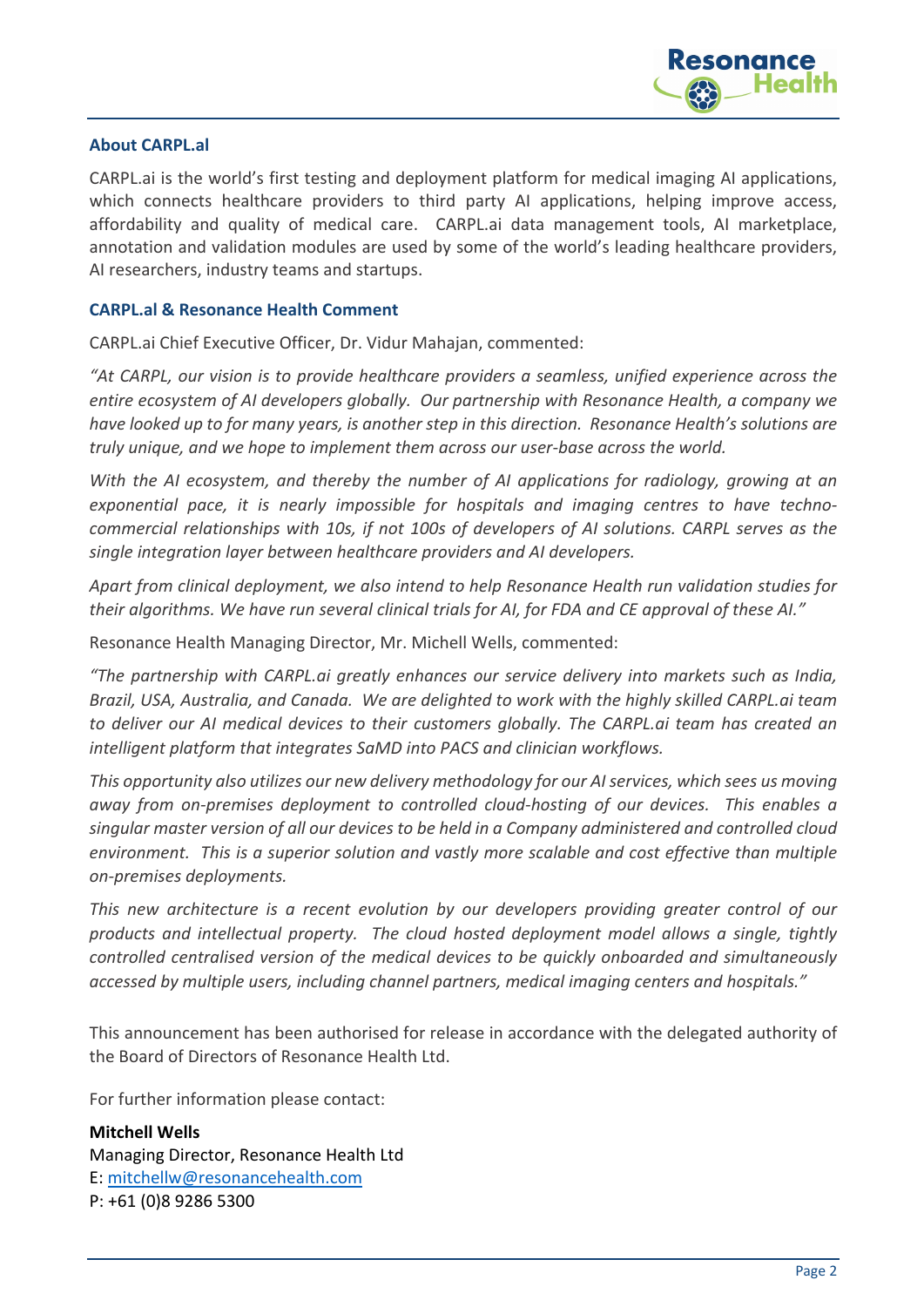## About CARPL.al

CARPL.ai is the world's first testing and deployment platform for medical imaging AI applications, which connects healthcare providers to third party AI applications, helping improve access, affordability and quality of medical care. CARPL.ai data management tools, AI marketplace, annotation and validation modules are used by some of the world's leading healthcare providers, AI researchers, industry teams and startups.

## CARPL.al & Resonance Health Comment

CARPL.ai Chief Executive Officer, Dr. Vidur Mahajan, commented:

*"At CARPL, our vision is to provide healthcare providers a seamless, unified experience across the entire ecosystem of AI developers globally. Our partnership with Resonance Health, a company we have looked up to for many years, is another step in this direction. Resonance Health's solutions are truly unique, and we hope to implement them across our user-base across the world.*

*With the AI ecosystem, and thereby the number of AI applications for radiology, growing at an exponential pace, it is nearly impossible for hospitals and imaging centres to have techno-commercial relationships with 10s, if not 100s of developers of AI solutions. CARPL serves as the single integration layer between healthcare providers and AI developers.*

*Apart from clinical deployment, we also intend to help Resonance Health run validation studies for their algorithms. We have run several clinical trials for AI, for FDA and CE approval of these AI."*

Resonance Health Managing Director, Mr. Michell Wells, commented:

*"The partnership with CARPL.ai greatly enhances our service delivery into markets such as India, Brazil, USA, Australia, and Canada. We are delighted to work with the highly skilled CARPL.ai team to deliver our AI medical devices to their customers globally. The CARPL.ai team has created an intelligent platform that integrates SaMD into PACS and clinician workflows.*

*This opportunity also utilizes our new delivery methodology for our AI services, which sees us moving away from on-premises deployment to controlled cloud-hosting of our devices. This enables a singular master version of all our devices to be held in a Company administered and controlled cloud environment. This is a superior solution and vastly more scalable and cost effective than multiple on-premises deployments.*

*This new architecture is a recent evolution by our developers providing greater control of our products and intellectual property. The cloud hosted deployment model allows a single, tightly controlled centralised version of the medical devices to be quickly onboarded and simultaneously accessed by multiple users, including channel partners, medical imaging centers and hospitals."*

This announcement has been authorised for release in accordance with the delegated authority of the Board of Directors of Resonance Health Ltd.

For further information please contact:

**Mitchell Wells**
Managing Director, Resonance Health Ltd
E: mitchellw@resonancehealth.com
P: +61 (0)8 9286 5300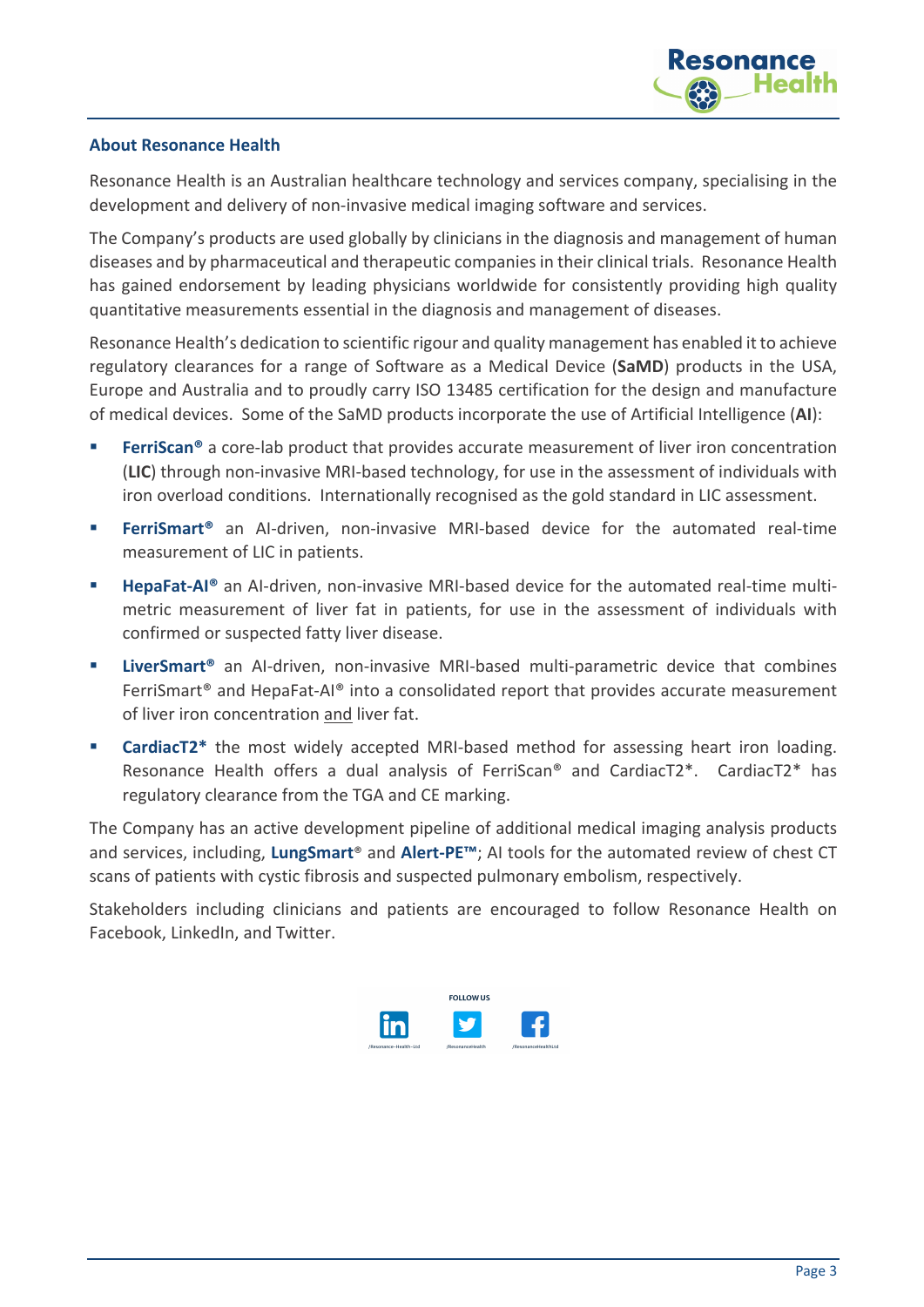## About Resonance Health

Resonance Health is an Australian healthcare technology and services company, specialising in the development and delivery of non-invasive medical imaging software and services.

The Company's products are used globally by clinicians in the diagnosis and management of human diseases and by pharmaceutical and therapeutic companies in their clinical trials. Resonance Health has gained endorsement by leading physicians worldwide for consistently providing high quality quantitative measurements essential in the diagnosis and management of diseases.

Resonance Health's dedication to scientific rigour and quality management has enabled it to achieve regulatory clearances for a range of Software as a Medical Device (**SaMD**) products in the USA, Europe and Australia and to proudly carry ISO 13485 certification for the design and manufacture of medical devices. Some of the SaMD products incorporate the use of Artificial Intelligence (**AI**):

- **FerriScan®** a core-lab product that provides accurate measurement of liver iron concentration (**LIC**) through non-invasive MRI-based technology, for use in the assessment of individuals with iron overload conditions. Internationally recognised as the gold standard in LIC assessment.
- **FerriSmart®** an AI-driven, non-invasive MRI-based device for the automated real-time measurement of LIC in patients.
- **HepaFat-AI®** an AI-driven, non-invasive MRI-based device for the automated real-time multi-metric measurement of liver fat in patients, for use in the assessment of individuals with confirmed or suspected fatty liver disease.
- **LiverSmart®** an AI-driven, non-invasive MRI-based multi-parametric device that combines FerriSmart® and HepaFat-AI® into a consolidated report that provides accurate measurement of liver iron concentration and liver fat.
- **CardiacT2*** the most widely accepted MRI-based method for assessing heart iron loading. Resonance Health offers a dual analysis of FerriScan® and CardiacT2*. CardiacT2* has regulatory clearance from the TGA and CE marking.

The Company has an active development pipeline of additional medical imaging analysis products and services, including, **LungSmart**® and **Alert-PE™**; AI tools for the automated review of chest CT scans of patients with cystic fibrosis and suspected pulmonary embolism, respectively.

Stakeholders including clinicians and patients are encouraged to follow Resonance Health on Facebook, LinkedIn, and Twitter.

FOLLOW US

/Resonance-Health-Ltd /ResonanceHealth /ResonanceHealthLtd